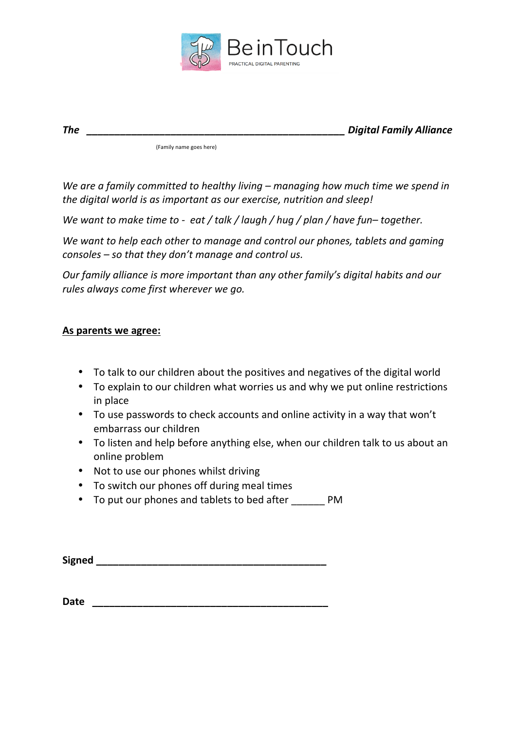Be in Touch

PRACTICAL DIGITAL PARENTING

***The \_\_\_\_\_\_\_\_\_\_\_\_\_\_\_\_\_\_\_\_\_\_\_\_\_\_\_\_\_\_\_\_\_\_\_\_\_\_\_\_\_\_\_\_\_\_\_ Digital Family Alliance***

(Family name goes here)

*We are a family committed to healthy living – managing how much time we spend in the digital world is as important as our exercise, nutrition and sleep!*

*We want to make time to - eat / talk / laugh / hug / plan / have fun– together.*

*We want to help each other to manage and control our phones, tablets and gaming consoles – so that they don't manage and control us.*

*Our family alliance is more important than any other family's digital habits and our rules always come first wherever we go.*

**<u>As parents we agree:</u>**

- To talk to our children about the positives and negatives of the digital world
- To explain to our children what worries us and why we put online restrictions in place
- To use passwords to check accounts and online activity in a way that won't embarrass our children
- To listen and help before anything else, when our children talk to us about an online problem
- Not to use our phones whilst driving
- To switch our phones off during meal times
- To put our phones and tablets to bed after \_\_\_\_\_\_ PM

**Signed** \_\_\_\_\_\_\_\_\_\_\_\_\_\_\_\_\_\_\_\_\_\_\_\_\_\_\_\_\_\_\_\_\_\_\_\_\_\_\_\_\_

**Date** \_\_\_\_\_\_\_\_\_\_\_\_\_\_\_\_\_\_\_\_\_\_\_\_\_\_\_\_\_\_\_\_\_\_\_\_\_\_\_\_\_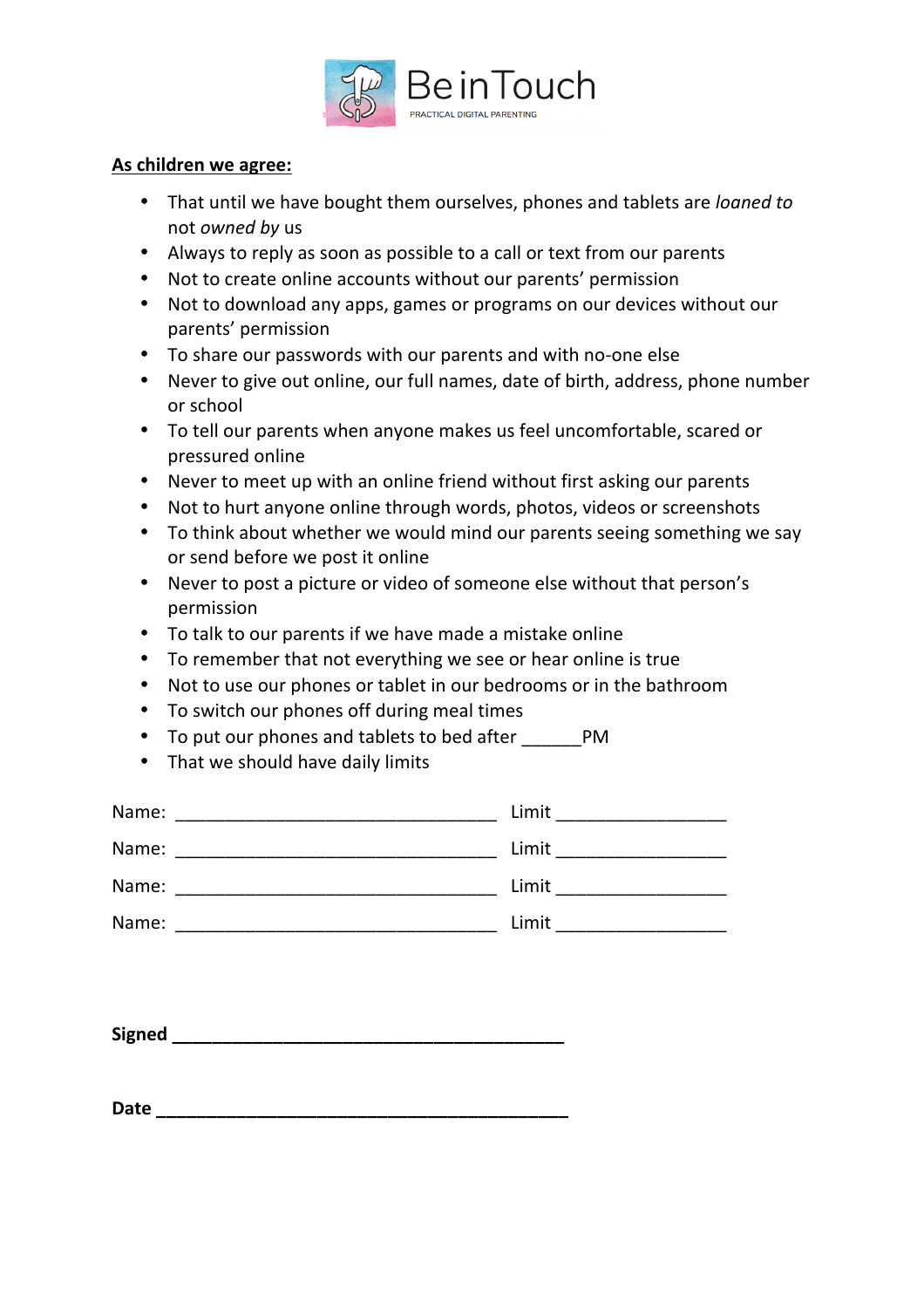Be in Touch
PRACTICAL DIGITAL PARENTING

**As children we agree:**

- That until we have bought them ourselves, phones and tablets are *loaned to* not *owned by* us
- Always to reply as soon as possible to a call or text from our parents
- Not to create online accounts without our parents' permission
- Not to download any apps, games or programs on our devices without our parents' permission
- To share our passwords with our parents and with no-one else
- Never to give out online, our full names, date of birth, address, phone number or school
- To tell our parents when anyone makes us feel uncomfortable, scared or pressured online
- Never to meet up with an online friend without first asking our parents
- Not to hurt anyone online through words, photos, videos or screenshots
- To think about whether we would mind our parents seeing something we say or send before we post it online
- Never to post a picture or video of someone else without that person's permission
- To talk to our parents if we have made a mistake online
- To remember that not everything we see or hear online is true
- Not to use our phones or tablet in our bedrooms or in the bathroom
- To switch our phones off during meal times
- To put our phones and tablets to bed after ______PM
- That we should have daily limits

Name: ________________________________ Limit _________________

Name: ________________________________ Limit _________________

Name: ________________________________ Limit _________________

Name: ________________________________ Limit _________________

**Signed** ________________________________________

**Date** ___________________________________________